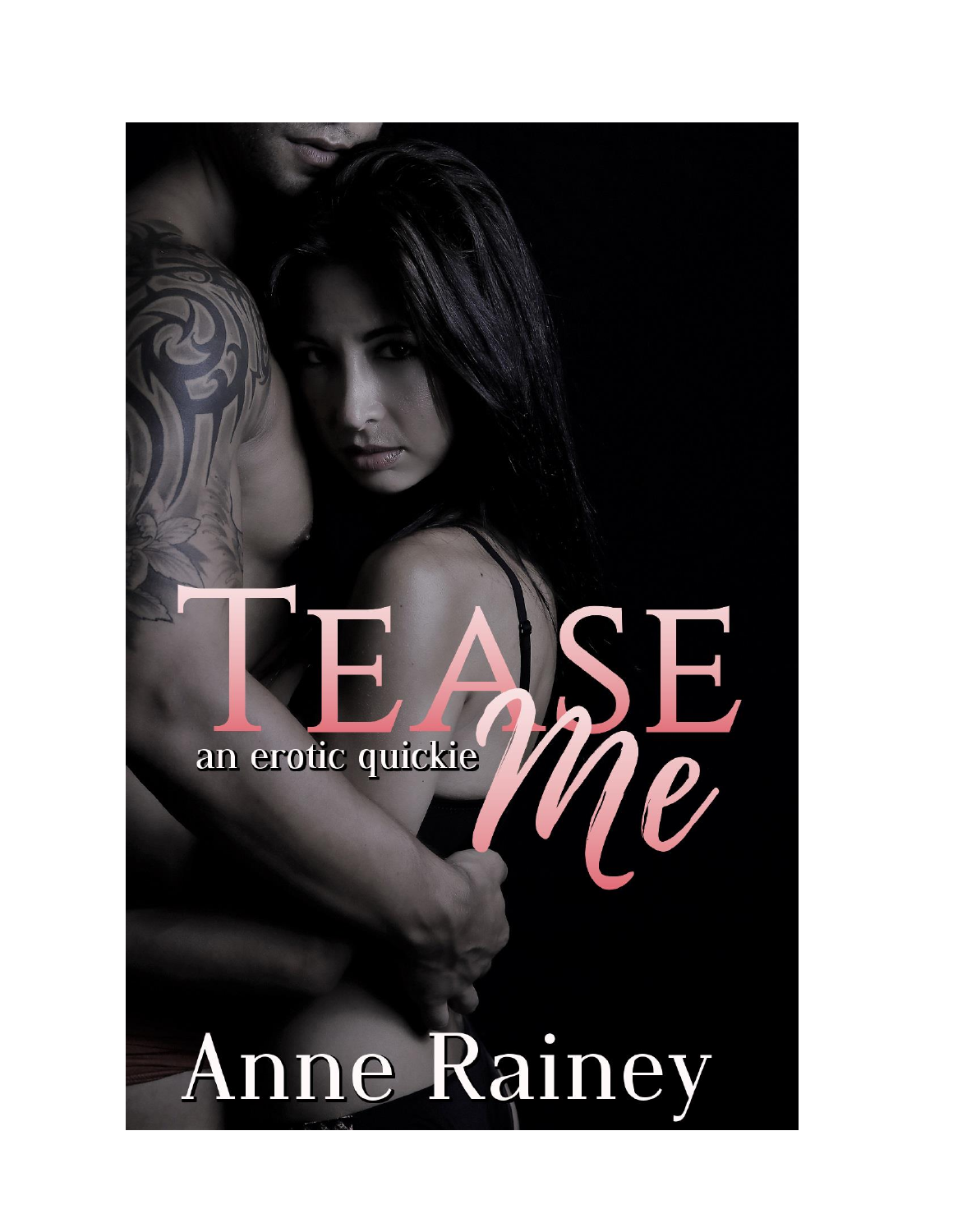# TEASE Me

an erotic quickie

Anne Rainey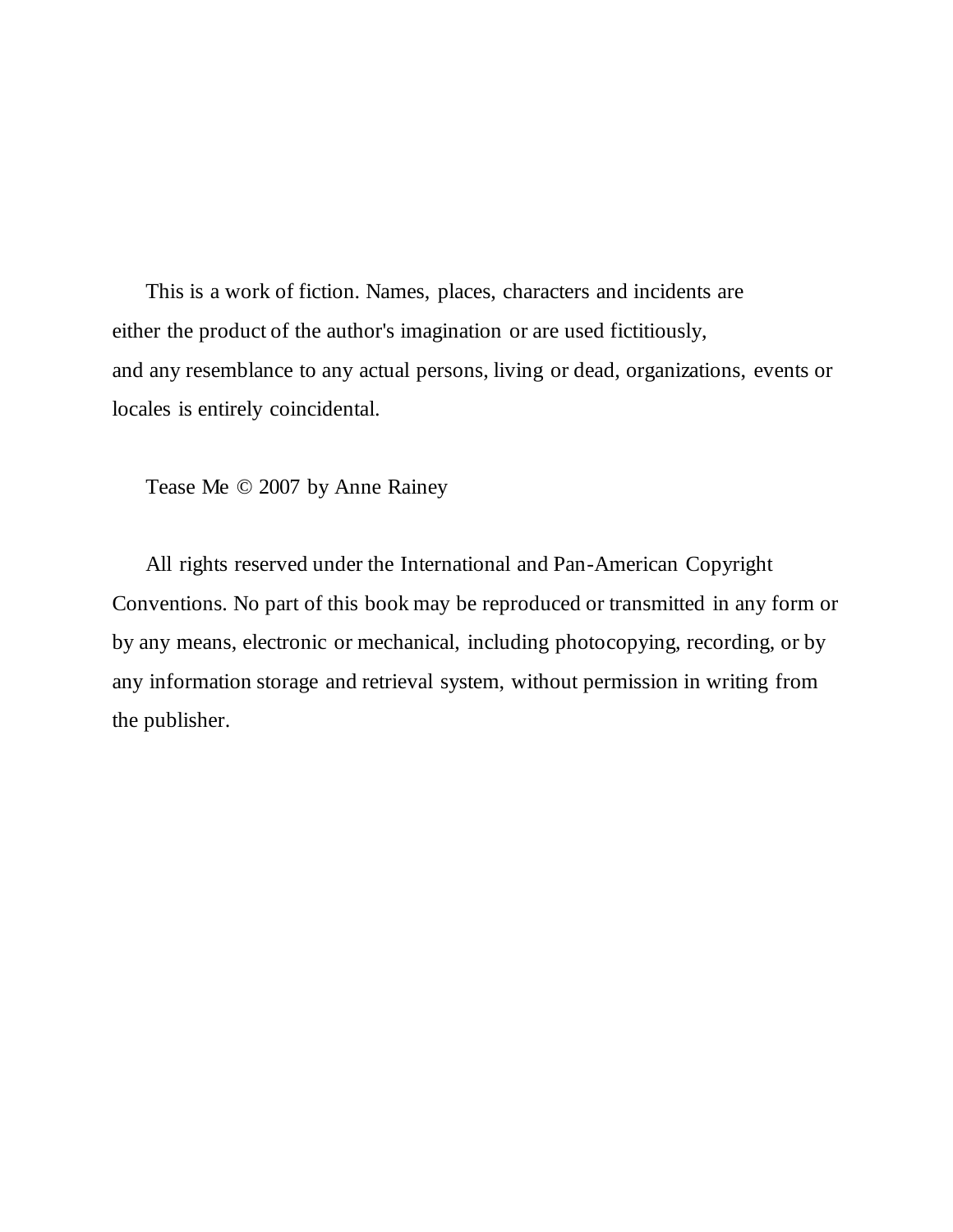This is a work of fiction. Names, places, characters and incidents are either the product of the author's imagination or are used fictitiously, and any resemblance to any actual persons, living or dead, organizations, events or locales is entirely coincidental.

Tease Me © 2007 by Anne Rainey

All rights reserved under the International and Pan-American Copyright Conventions. No part of this book may be reproduced or transmitted in any form or by any means, electronic or mechanical, including photocopying, recording, or by any information storage and retrieval system, without permission in writing from the publisher.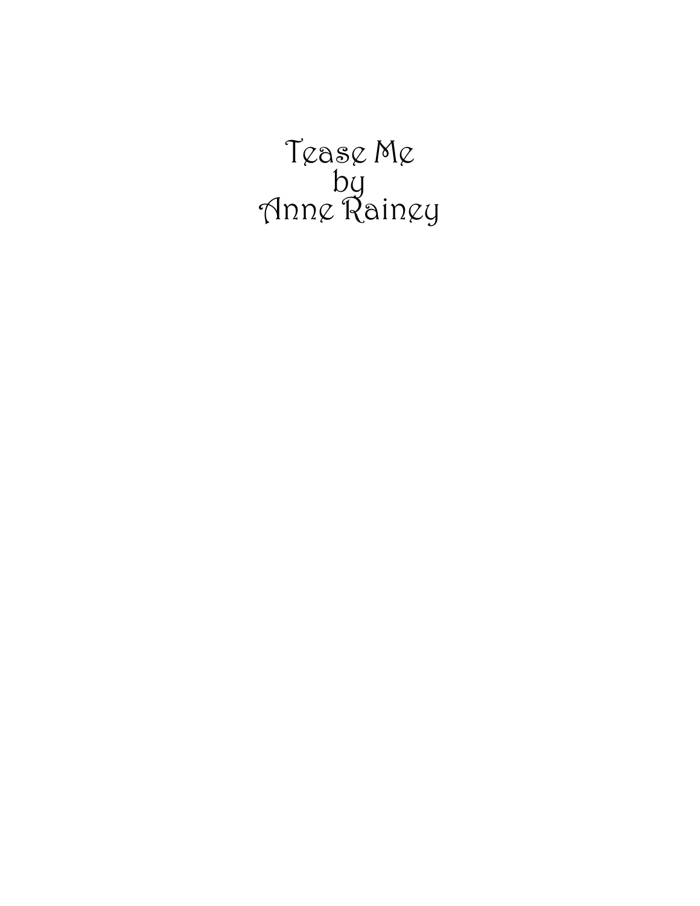# Tease Me
by
Anne Rainey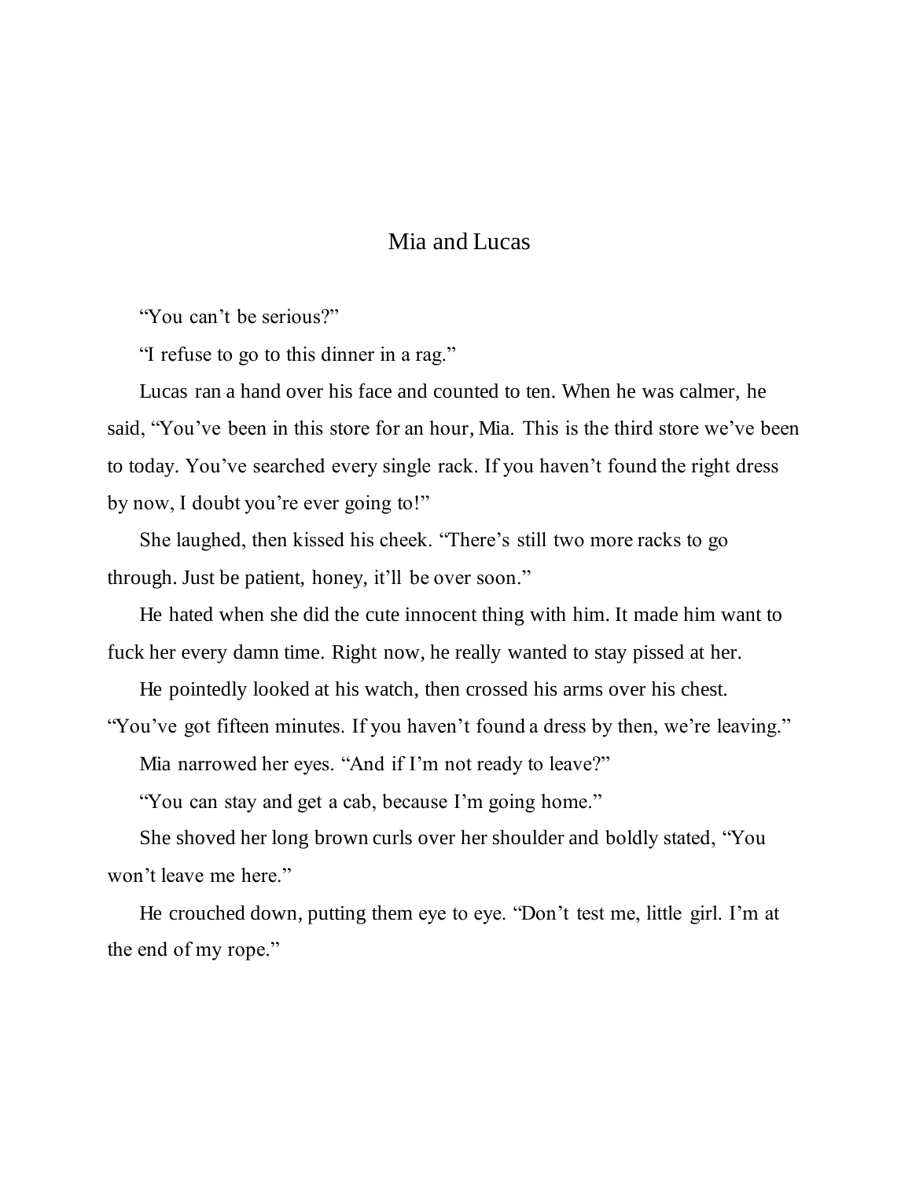# Mia and Lucas

"You can't be serious?"

"I refuse to go to this dinner in a rag."

Lucas ran a hand over his face and counted to ten. When he was calmer, he said, "You've been in this store for an hour, Mia. This is the third store we've been to today. You've searched every single rack. If you haven't found the right dress by now, I doubt you're ever going to!"

She laughed, then kissed his cheek. "There's still two more racks to go through. Just be patient, honey, it'll be over soon."

He hated when she did the cute innocent thing with him. It made him want to fuck her every damn time. Right now, he really wanted to stay pissed at her.

He pointedly looked at his watch, then crossed his arms over his chest. "You've got fifteen minutes. If you haven't found a dress by then, we're leaving."

Mia narrowed her eyes. "And if I'm not ready to leave?"

"You can stay and get a cab, because I'm going home."

She shoved her long brown curls over her shoulder and boldly stated, "You won't leave me here."

He crouched down, putting them eye to eye. "Don't test me, little girl. I'm at the end of my rope."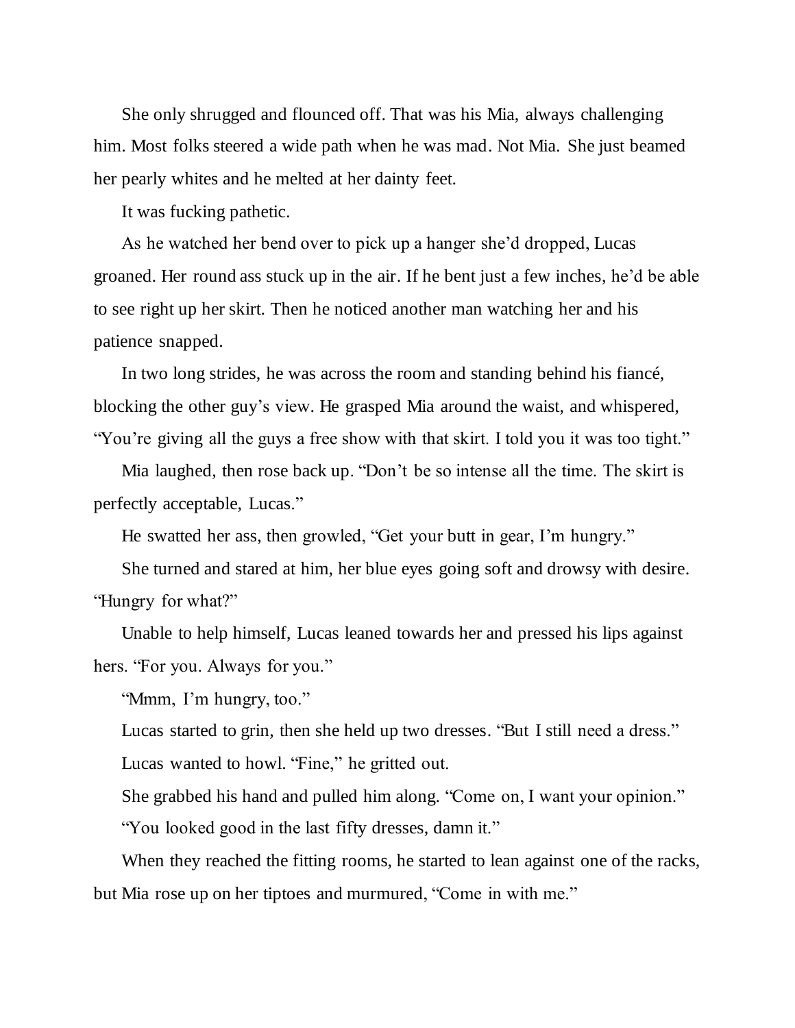She only shrugged and flounced off. That was his Mia, always challenging him. Most folks steered a wide path when he was mad. Not Mia. She just beamed her pearly whites and he melted at her dainty feet.

It was fucking pathetic.

As he watched her bend over to pick up a hanger she'd dropped, Lucas groaned. Her round ass stuck up in the air. If he bent just a few inches, he'd be able to see right up her skirt. Then he noticed another man watching her and his patience snapped.

In two long strides, he was across the room and standing behind his fiancé, blocking the other guy's view. He grasped Mia around the waist, and whispered, "You're giving all the guys a free show with that skirt. I told you it was too tight."

Mia laughed, then rose back up. "Don't be so intense all the time. The skirt is perfectly acceptable, Lucas."

He swatted her ass, then growled, "Get your butt in gear, I'm hungry."

She turned and stared at him, her blue eyes going soft and drowsy with desire. "Hungry for what?"

Unable to help himself, Lucas leaned towards her and pressed his lips against hers. "For you. Always for you."

"Mmm, I'm hungry, too."

Lucas started to grin, then she held up two dresses. "But I still need a dress."

Lucas wanted to howl. "Fine," he gritted out.

She grabbed his hand and pulled him along. "Come on, I want your opinion."

"You looked good in the last fifty dresses, damn it."

When they reached the fitting rooms, he started to lean against one of the racks, but Mia rose up on her tiptoes and murmured, "Come in with me."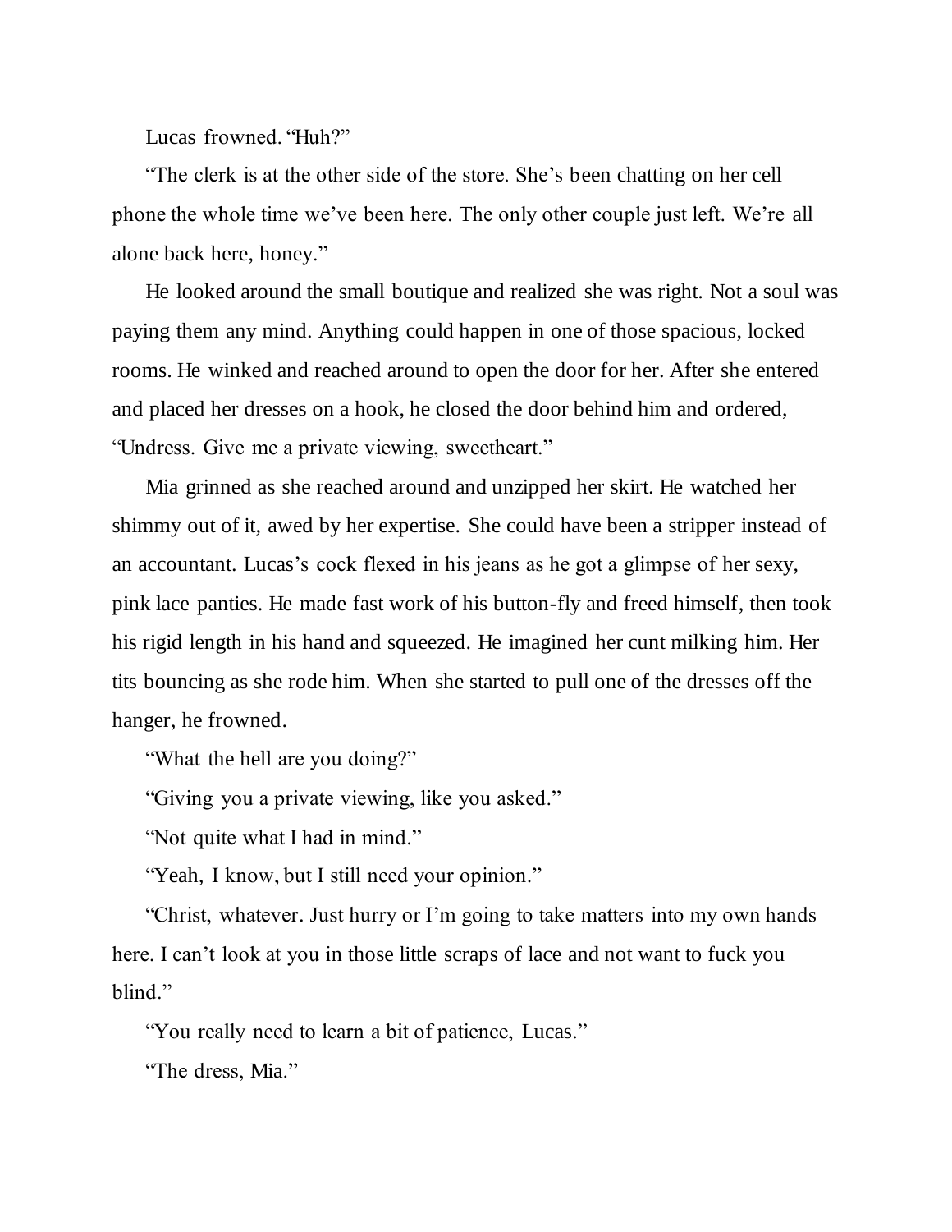Lucas frowned. "Huh?"

"The clerk is at the other side of the store. She's been chatting on her cell phone the whole time we've been here. The only other couple just left. We're all alone back here, honey."

He looked around the small boutique and realized she was right. Not a soul was paying them any mind. Anything could happen in one of those spacious, locked rooms. He winked and reached around to open the door for her. After she entered and placed her dresses on a hook, he closed the door behind him and ordered, "Undress. Give me a private viewing, sweetheart."

Mia grinned as she reached around and unzipped her skirt. He watched her shimmy out of it, awed by her expertise. She could have been a stripper instead of an accountant. Lucas's cock flexed in his jeans as he got a glimpse of her sexy, pink lace panties. He made fast work of his button-fly and freed himself, then took his rigid length in his hand and squeezed. He imagined her cunt milking him. Her tits bouncing as she rode him. When she started to pull one of the dresses off the hanger, he frowned.

"What the hell are you doing?"

"Giving you a private viewing, like you asked."

"Not quite what I had in mind."

"Yeah, I know, but I still need your opinion."

"Christ, whatever. Just hurry or I'm going to take matters into my own hands here. I can't look at you in those little scraps of lace and not want to fuck you blind."

"You really need to learn a bit of patience, Lucas."

"The dress, Mia."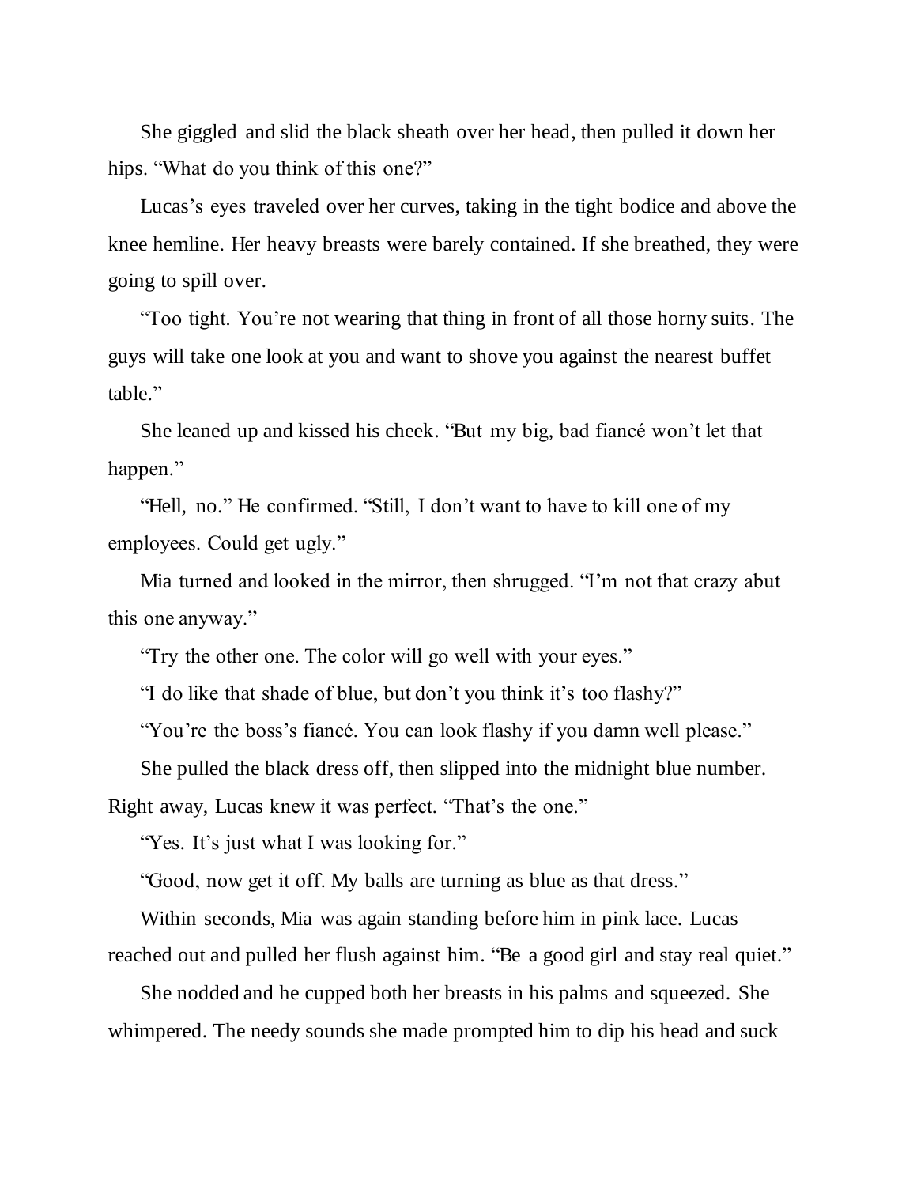She giggled and slid the black sheath over her head, then pulled it down her hips. "What do you think of this one?"

Lucas's eyes traveled over her curves, taking in the tight bodice and above the knee hemline. Her heavy breasts were barely contained. If she breathed, they were going to spill over.

"Too tight. You're not wearing that thing in front of all those horny suits. The guys will take one look at you and want to shove you against the nearest buffet table."

She leaned up and kissed his cheek. "But my big, bad fiancé won't let that happen."

"Hell, no." He confirmed. "Still, I don't want to have to kill one of my employees. Could get ugly."

Mia turned and looked in the mirror, then shrugged. "I'm not that crazy abut this one anyway."

"Try the other one. The color will go well with your eyes."

"I do like that shade of blue, but don't you think it's too flashy?"

"You're the boss's fiancé. You can look flashy if you damn well please."

She pulled the black dress off, then slipped into the midnight blue number. Right away, Lucas knew it was perfect. "That's the one."

"Yes. It's just what I was looking for."

"Good, now get it off. My balls are turning as blue as that dress."

Within seconds, Mia was again standing before him in pink lace. Lucas reached out and pulled her flush against him. "Be a good girl and stay real quiet."

She nodded and he cupped both her breasts in his palms and squeezed. She whimpered. The needy sounds she made prompted him to dip his head and suck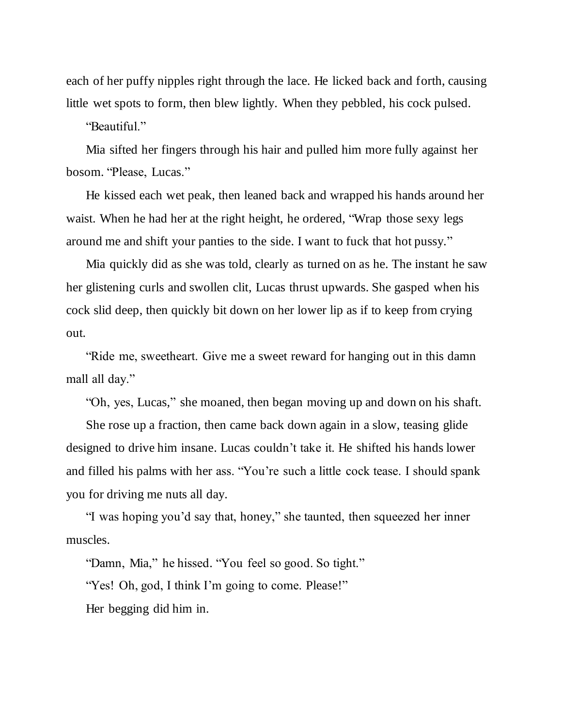each of her puffy nipples right through the lace. He licked back and forth, causing little wet spots to form, then blew lightly. When they pebbled, his cock pulsed.

"Beautiful."

Mia sifted her fingers through his hair and pulled him more fully against her bosom. "Please, Lucas."

He kissed each wet peak, then leaned back and wrapped his hands around her waist. When he had her at the right height, he ordered, "Wrap those sexy legs around me and shift your panties to the side. I want to fuck that hot pussy."

Mia quickly did as she was told, clearly as turned on as he. The instant he saw her glistening curls and swollen clit, Lucas thrust upwards. She gasped when his cock slid deep, then quickly bit down on her lower lip as if to keep from crying out.

"Ride me, sweetheart. Give me a sweet reward for hanging out in this damn mall all day."

"Oh, yes, Lucas," she moaned, then began moving up and down on his shaft.

She rose up a fraction, then came back down again in a slow, teasing glide designed to drive him insane. Lucas couldn't take it. He shifted his hands lower and filled his palms with her ass. "You're such a little cock tease. I should spank you for driving me nuts all day.

"I was hoping you'd say that, honey," she taunted, then squeezed her inner muscles.

"Damn, Mia," he hissed. "You feel so good. So tight."

"Yes! Oh, god, I think I'm going to come. Please!"

Her begging did him in.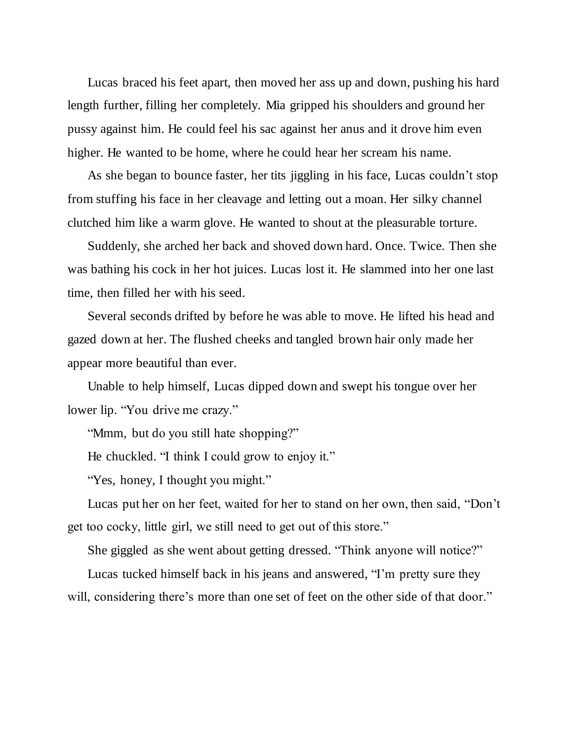Lucas braced his feet apart, then moved her ass up and down, pushing his hard length further, filling her completely. Mia gripped his shoulders and ground her pussy against him. He could feel his sac against her anus and it drove him even higher. He wanted to be home, where he could hear her scream his name.

As she began to bounce faster, her tits jiggling in his face, Lucas couldn't stop from stuffing his face in her cleavage and letting out a moan. Her silky channel clutched him like a warm glove. He wanted to shout at the pleasurable torture.

Suddenly, she arched her back and shoved down hard. Once. Twice. Then she was bathing his cock in her hot juices. Lucas lost it. He slammed into her one last time, then filled her with his seed.

Several seconds drifted by before he was able to move. He lifted his head and gazed down at her. The flushed cheeks and tangled brown hair only made her appear more beautiful than ever.

Unable to help himself, Lucas dipped down and swept his tongue over her lower lip. "You drive me crazy."

"Mmm, but do you still hate shopping?"

He chuckled. "I think I could grow to enjoy it."

"Yes, honey, I thought you might."

Lucas put her on her feet, waited for her to stand on her own, then said, "Don't get too cocky, little girl, we still need to get out of this store."

She giggled as she went about getting dressed. "Think anyone will notice?"

Lucas tucked himself back in his jeans and answered, "I'm pretty sure they will, considering there's more than one set of feet on the other side of that door."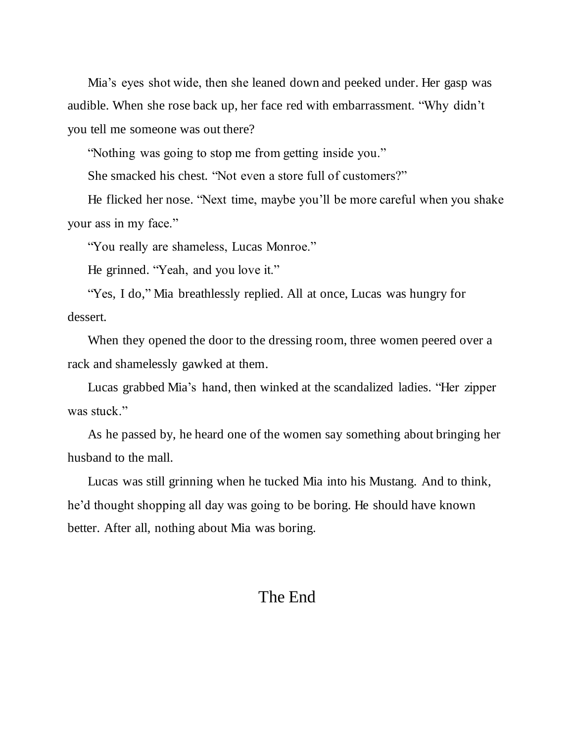Mia's eyes shot wide, then she leaned down and peeked under. Her gasp was audible. When she rose back up, her face red with embarrassment. "Why didn't you tell me someone was out there?

"Nothing was going to stop me from getting inside you."

She smacked his chest. "Not even a store full of customers?"

He flicked her nose. "Next time, maybe you'll be more careful when you shake your ass in my face."

"You really are shameless, Lucas Monroe."

He grinned. "Yeah, and you love it."

"Yes, I do," Mia breathlessly replied. All at once, Lucas was hungry for dessert.

When they opened the door to the dressing room, three women peered over a rack and shamelessly gawked at them.

Lucas grabbed Mia's hand, then winked at the scandalized ladies. "Her zipper was stuck."

As he passed by, he heard one of the women say something about bringing her husband to the mall.

Lucas was still grinning when he tucked Mia into his Mustang. And to think, he'd thought shopping all day was going to be boring. He should have known better. After all, nothing about Mia was boring.

# The End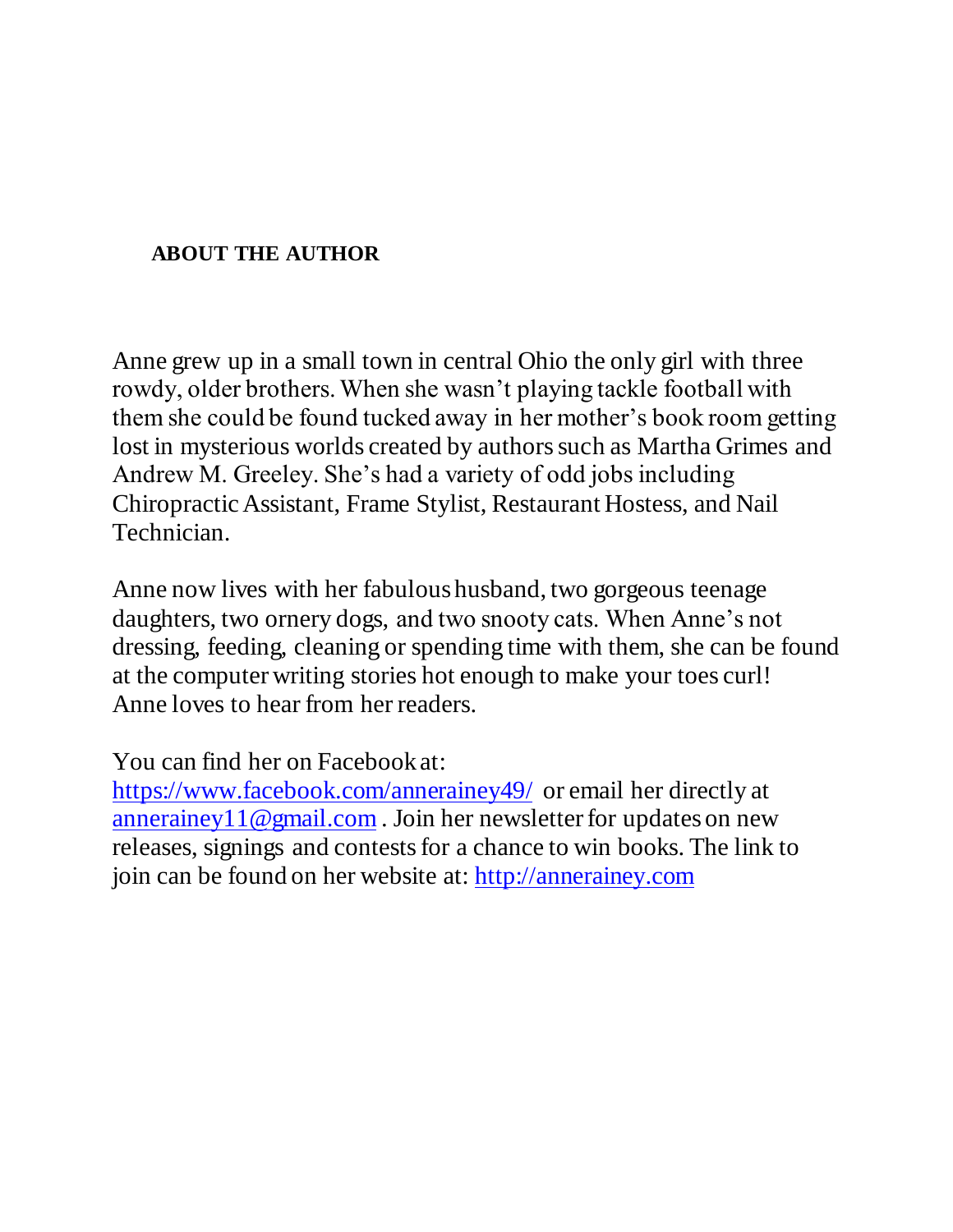## ABOUT THE AUTHOR

Anne grew up in a small town in central Ohio the only girl with three rowdy, older brothers. When she wasn't playing tackle football with them she could be found tucked away in her mother's book room getting lost in mysterious worlds created by authors such as Martha Grimes and Andrew M. Greeley. She's had a variety of odd jobs including Chiropractic Assistant, Frame Stylist, Restaurant Hostess, and Nail Technician.

Anne now lives with her fabulous husband, two gorgeous teenage daughters, two ornery dogs, and two snooty cats. When Anne's not dressing, feeding, cleaning or spending time with them, she can be found at the computer writing stories hot enough to make your toes curl! Anne loves to hear from her readers.

You can find her on Facebook at: https://www.facebook.com/annerainey49/ or email her directly at annerainey11@gmail.com . Join her newsletter for updates on new releases, signings and contests for a chance to win books. The link to join can be found on her website at: http://annerainey.com